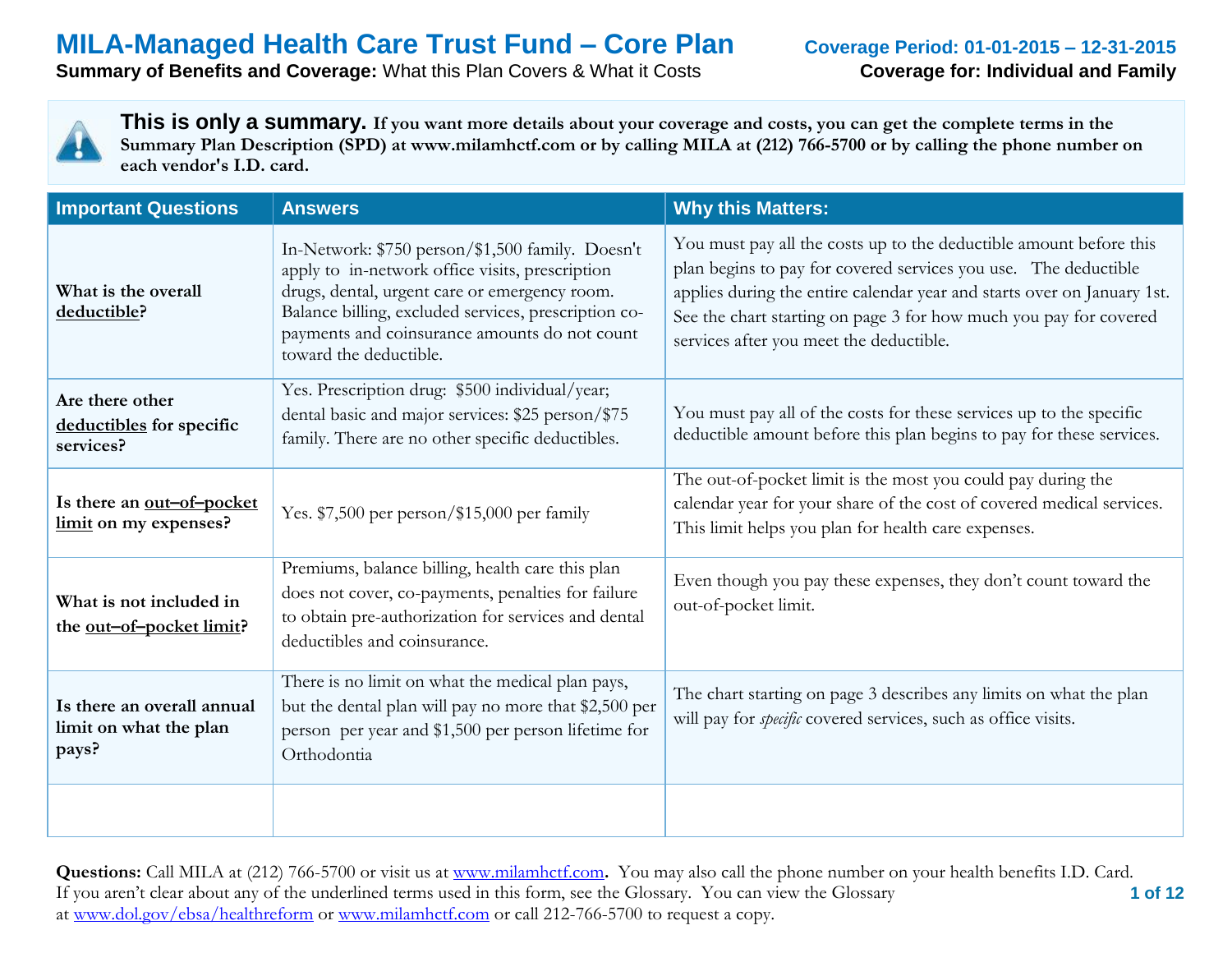# MILA-Managed Health Care Trust Fund – Core Plan

**Coverage Period: 01-01-2015 – 12-31-2015**

**Summary of Benefits and Coverage:** What this Plan Covers & What it Costs

**Coverage for: Individual and Family**

**This is only a summary. If you want more details about your coverage and costs, you can get the complete terms in the Summary Plan Description (SPD) at www.milamhctf.com or by calling MILA at (212) 766-5700 or by calling the phone number on each vendor's I.D. card.**

| Important Questions | Answers | Why this Matters: |
|---|---|---|
| **What is the overall deductible?** | In-Network: $750 person/$1,500 family. Doesn't apply to in-network office visits, prescription drugs, dental, urgent care or emergency room. Balance billing, excluded services, prescription co-payments and coinsurance amounts do not count toward the deductible. | You must pay all the costs up to the deductible amount before this plan begins to pay for covered services you use. The deductible applies during the entire calendar year and starts over on January 1st. See the chart starting on page 3 for how much you pay for covered services after you meet the deductible. |
| **Are there other deductibles for specific services?** | Yes. Prescription drug: $500 individual/year; dental basic and major services: $25 person/$75 family. There are no other specific deductibles. | You must pay all of the costs for these services up to the specific deductible amount before this plan begins to pay for these services. |
| **Is there an out–of–pocket limit on my expenses?** | Yes. $7,500 per person/$15,000 per family | The out-of-pocket limit is the most you could pay during the calendar year for your share of the cost of covered medical services. This limit helps you plan for health care expenses. |
| **What is not included in the out–of–pocket limit?** | Premiums, balance billing, health care this plan does not cover, co-payments, penalties for failure to obtain pre-authorization for services and dental deductibles and coinsurance. | Even though you pay these expenses, they don't count toward the out-of-pocket limit. |
| **Is there an overall annual limit on what the plan pays?** | There is no limit on what the medical plan pays, but the dental plan will pay no more that $2,500 per person per year and $1,500 per person lifetime for Orthodontia | The chart starting on page 3 describes any limits on what the plan will pay for *specific* covered services, such as office visits. |
| | | |

**Questions:** Call MILA at (212) 766-5700 or visit us at www.milamhctf.com**.** You may also call the phone number on your health benefits I.D. Card. If you aren't clear about any of the underlined terms used in this form, see the Glossary. You can view the Glossary at www.dol.gov/ebsa/healthreform or www.milamhctf.com or call 212-766-5700 to request a copy.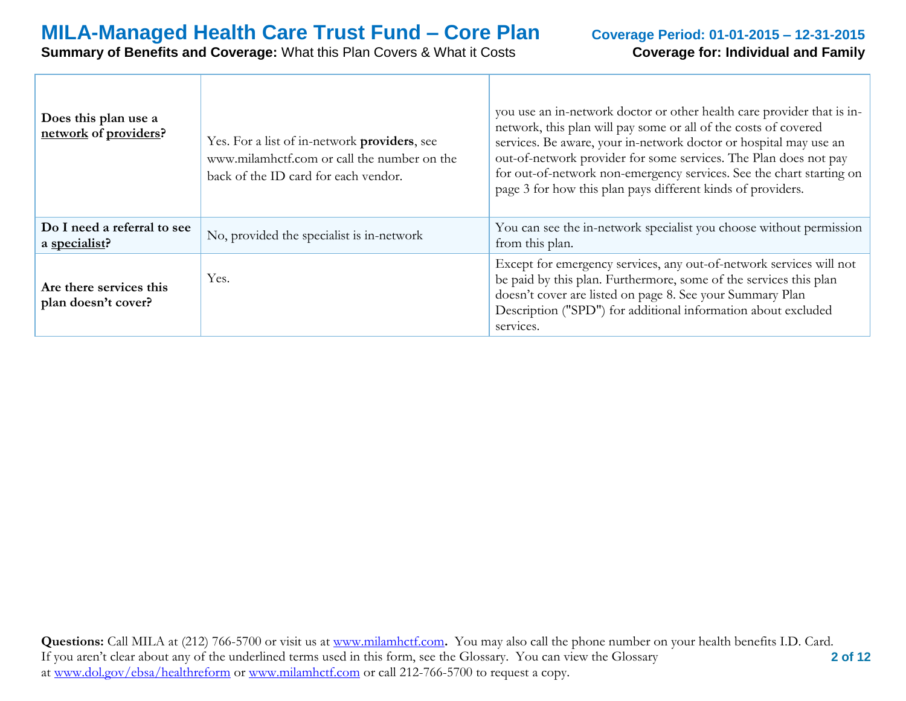| | | |
|---|---|---|
| **Does this plan use a network of providers?** | Yes. For a list of in-network **providers**, see www.milamhctf.com or call the number on the back of the ID card for each vendor. | you use an in-network doctor or other health care provider that is in-network, this plan will pay some or all of the costs of covered services. Be aware, your in-network doctor or hospital may use an out-of-network provider for some services. The Plan does not pay for out-of-network non-emergency services. See the chart starting on page 3 for how this plan pays different kinds of providers. |
| **Do I need a referral to see a specialist?** | No, provided the specialist is in-network | You can see the in-network specialist you choose without permission from this plan. |
| **Are there services this plan doesn't cover?** | Yes. | Except for emergency services, any out-of-network services will not be paid by this plan. Furthermore, some of the services this plan doesn't cover are listed on page 8. See your Summary Plan Description ("SPD") for additional information about excluded services. |

**Questions:** Call MILA at (212) 766-5700 or visit us at www.milamhctf.com**.** You may also call the phone number on your health benefits I.D. Card. If you aren't clear about any of the underlined terms used in this form, see the Glossary. You can view the Glossary at www.dol.gov/ebsa/healthreform or www.milamhctf.com or call 212-766-5700 to request a copy.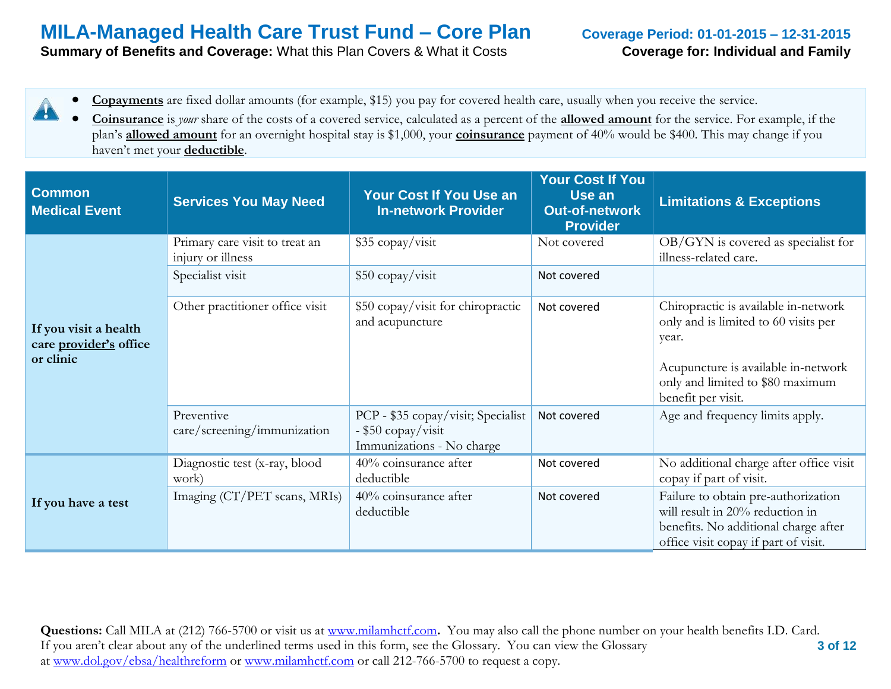# MILA-Managed Health Care Trust Fund – Core Plan

**Summary of Benefits and Coverage:** What this Plan Covers & What it Costs

**Coverage Period: 01-01-2015 – 12-31-2015**

**Coverage for: Individual and Family**

- **Copayments** are fixed dollar amounts (for example, $15) you pay for covered health care, usually when you receive the service.
- **Coinsurance** is *your* share of the costs of a covered service, calculated as a percent of the **allowed amount** for the service. For example, if the plan's **allowed amount** for an overnight hospital stay is $1,000, your **coinsurance** payment of 40% would be $400. This may change if you haven't met your **deductible**.

| Common Medical Event | Services You May Need | Your Cost If You Use an In-network Provider | Your Cost If You Use an Out-of-network Provider | Limitations & Exceptions |
|---|---|---|---|---|
| **If you visit a health care provider's office or clinic** | Primary care visit to treat an injury or illness | $35 copay/visit | Not covered | OB/GYN is covered as specialist for illness-related care. |
| | Specialist visit | $50 copay/visit | Not covered | |
| | Other practitioner office visit | $50 copay/visit for chiropractic and acupuncture | Not covered | Chiropractic is available in-network only and is limited to 60 visits per year.<br><br>Acupuncture is available in-network only and limited to $80 maximum benefit per visit. |
| | Preventive care/screening/immunization | PCP - $35 copay/visit; Specialist - $50 copay/visit<br>Immunizations - No charge | Not covered | Age and frequency limits apply. |
| **If you have a test** | Diagnostic test (x-ray, blood work) | 40% coinsurance after deductible | Not covered | No additional charge after office visit copay if part of visit. |
| | Imaging (CT/PET scans, MRIs) | 40% coinsurance after deductible | Not covered | Failure to obtain pre-authorization will result in 20% reduction in benefits. No additional charge after office visit copay if part of visit. |

**Questions:** Call MILA at (212) 766-5700 or visit us at www.milamhctf.com. You may also call the phone number on your health benefits I.D. Card. If you aren't clear about any of the underlined terms used in this form, see the Glossary. You can view the Glossary at www.dol.gov/ebsa/healthreform or www.milamhctf.com or call 212-766-5700 to request a copy.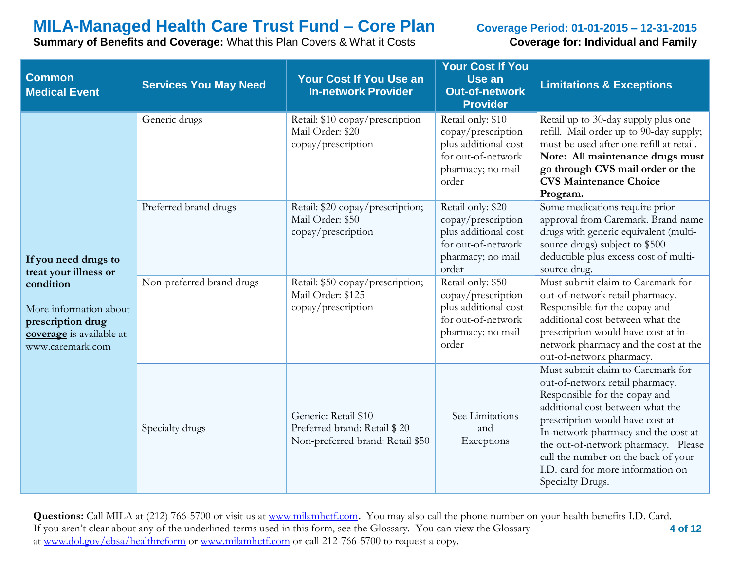# MILA-Managed Health Care Trust Fund – Core Plan

**Summary of Benefits and Coverage:** What this Plan Covers & What it Costs

**Coverage Period: 01-01-2015 – 12-31-2015**

**Coverage for: Individual and Family**

| Common Medical Event | Services You May Need | Your Cost If You Use an In-network Provider | Your Cost If You Use an Out-of-network Provider | Limitations & Exceptions |
|---|---|---|---|---|
| **If you need drugs to treat your illness or condition**<br><br>More information about **prescription drug coverage** is available at www.caremark.com | Generic drugs | Retail: $10 copay/prescription<br>Mail Order: $20 copay/prescription | Retail only: $10 copay/prescription plus additional cost for out-of-network pharmacy; no mail order | Retail up to 30-day supply plus one refill. Mail order up to 90-day supply; must be used after one refill at retail. **Note: All maintenance drugs must go through CVS mail order or the CVS Maintenance Choice Program.** |
| | Preferred brand drugs | Retail: $20 copay/prescription;<br>Mail Order: $50 copay/prescription | Retail only: $20 copay/prescription plus additional cost for out-of-network pharmacy; no mail order | Some medications require prior approval from Caremark. Brand name drugs with generic equivalent (multi-source drugs) subject to $500 deductible plus excess cost of multi-source drug. |
| | Non-preferred brand drugs | Retail: $50 copay/prescription;<br>Mail Order: $125 copay/prescription | Retail only: $50 copay/prescription plus additional cost for out-of-network pharmacy; no mail order | Must submit claim to Caremark for out-of-network retail pharmacy. Responsible for the copay and additional cost between what the prescription would have cost at in-network pharmacy and the cost at the out-of-network pharmacy. |
| | Specialty drugs | Generic: Retail $10<br>Preferred brand: Retail $ 20<br>Non-preferred brand: Retail $50 | See Limitations and Exceptions | Must submit claim to Caremark for out-of-network retail pharmacy. Responsible for the copay and additional cost between what the prescription would have cost at In-network pharmacy and the cost at the out-of-network pharmacy. Please call the number on the back of your I.D. card for more information on Specialty Drugs. |

**Questions:** Call MILA at (212) 766-5700 or visit us at www.milamhctf.com**.** You may also call the phone number on your health benefits I.D. Card. If you aren't clear about any of the underlined terms used in this form, see the Glossary. You can view the Glossary at www.dol.gov/ebsa/healthreform or www.milamhctf.com or call 212-766-5700 to request a copy.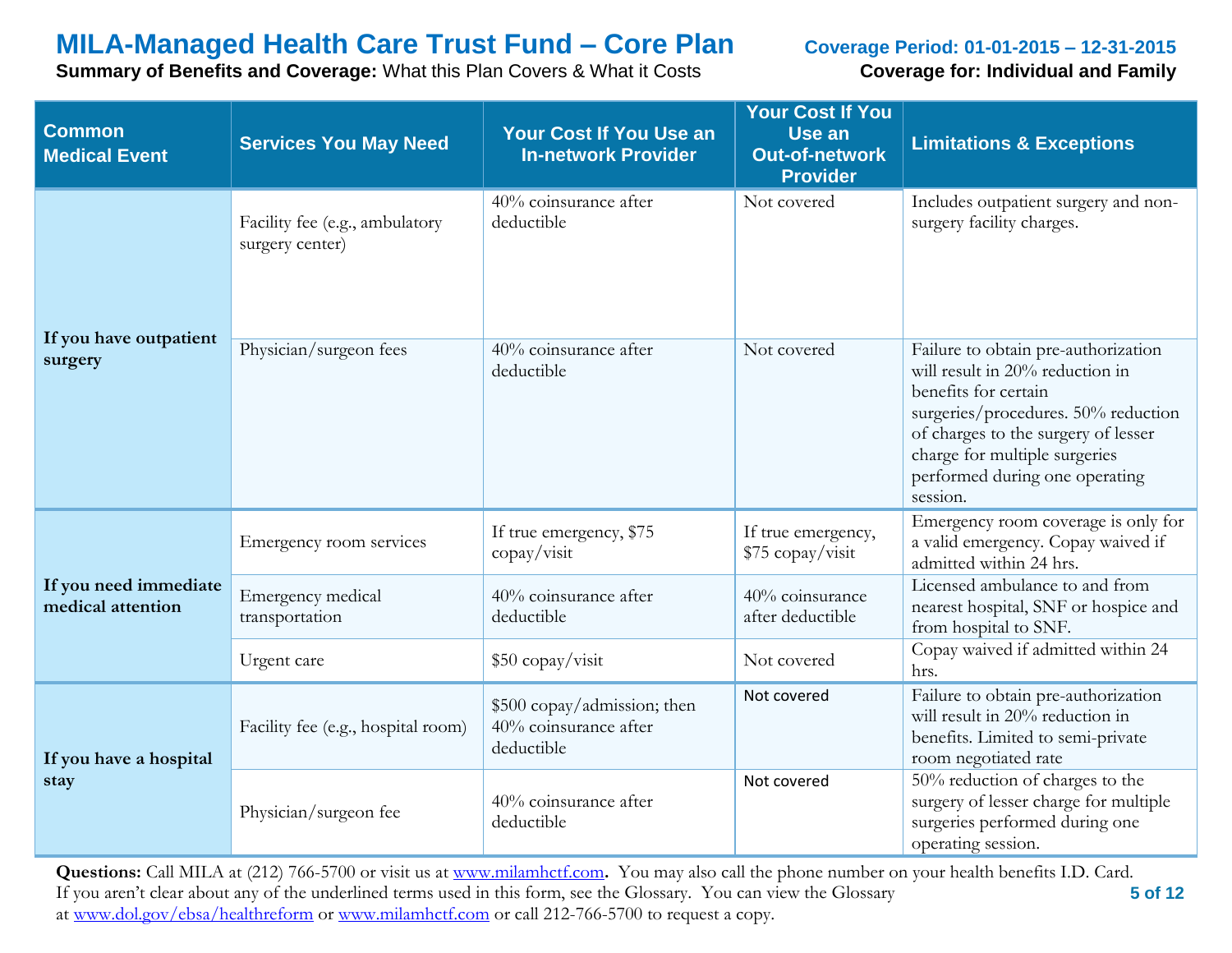# MILA-Managed Health Care Trust Fund – Core Plan

**Summary of Benefits and Coverage:** What this Plan Covers & What it Costs

**Coverage Period: 01-01-2015 – 12-31-2015**

**Coverage for: Individual and Family**

| Common Medical Event | Services You May Need | Your Cost If You Use an In-network Provider | Your Cost If You Use an Out-of-network Provider | Limitations & Exceptions |
|---|---|---|---|---|
| **If you have outpatient surgery** | Facility fee (e.g., ambulatory surgery center) | 40% coinsurance after deductible | Not covered | Includes outpatient surgery and non-surgery facility charges. |
| | Physician/surgeon fees | 40% coinsurance after deductible | Not covered | Failure to obtain pre-authorization will result in 20% reduction in benefits for certain surgeries/procedures. 50% reduction of charges to the surgery of lesser charge for multiple surgeries performed during one operating session. |
| **If you need immediate medical attention** | Emergency room services | If true emergency, $75 copay/visit | If true emergency, $75 copay/visit | Emergency room coverage is only for a valid emergency. Copay waived if admitted within 24 hrs. |
| | Emergency medical transportation | 40% coinsurance after deductible | 40% coinsurance after deductible | Licensed ambulance to and from nearest hospital, SNF or hospice and from hospital to SNF. |
| | Urgent care | $50 copay/visit | Not covered | Copay waived if admitted within 24 hrs. |
| **If you have a hospital stay** | Facility fee (e.g., hospital room) | $500 copay/admission; then 40% coinsurance after deductible | Not covered | Failure to obtain pre-authorization will result in 20% reduction in benefits. Limited to semi-private room negotiated rate |
| | Physician/surgeon fee | 40% coinsurance after deductible | Not covered | 50% reduction of charges to the surgery of lesser charge for multiple surgeries performed during one operating session. |

**Questions:** Call MILA at (212) 766-5700 or visit us at www.milamhctf.com**.** You may also call the phone number on your health benefits I.D. Card. If you aren't clear about any of the underlined terms used in this form, see the Glossary. You can view the Glossary at www.dol.gov/ebsa/healthreform or www.milamhctf.com or call 212-766-5700 to request a copy.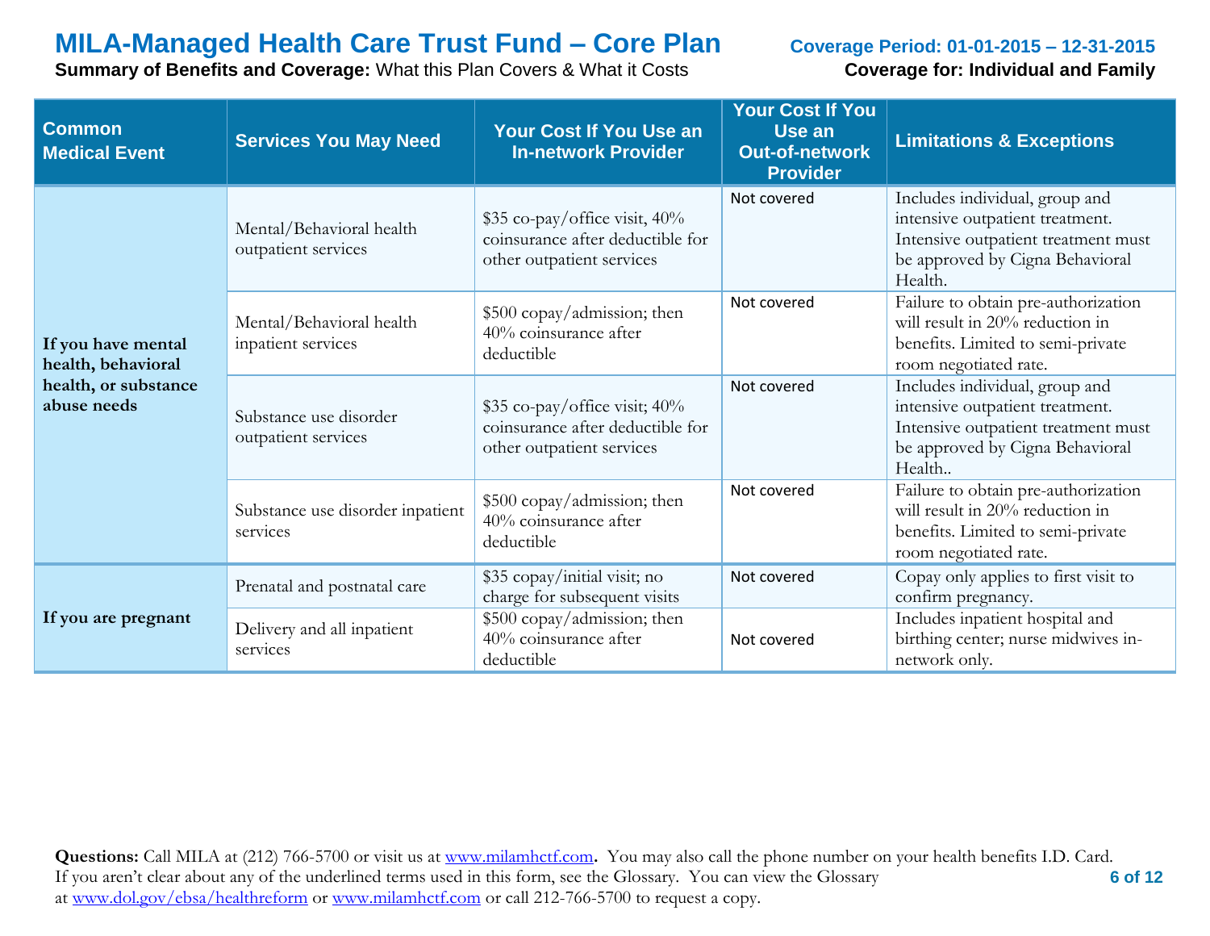# MILA-Managed Health Care Trust Fund – Core Plan

**Summary of Benefits and Coverage:** What this Plan Covers & What it Costs

**Coverage Period: 01-01-2015 – 12-31-2015**

**Coverage for: Individual and Family**

| Common Medical Event | Services You May Need | Your Cost If You Use an In-network Provider | Your Cost If You Use an Out-of-network Provider | Limitations & Exceptions |
|---|---|---|---|---|
| **If you have mental health, behavioral health, or substance abuse needs** | Mental/Behavioral health outpatient services | $35 co-pay/office visit, 40% coinsurance after deductible for other outpatient services | Not covered | Includes individual, group and intensive outpatient treatment. Intensive outpatient treatment must be approved by Cigna Behavioral Health. |
| | Mental/Behavioral health inpatient services | $500 copay/admission; then 40% coinsurance after deductible | Not covered | Failure to obtain pre-authorization will result in 20% reduction in benefits. Limited to semi-private room negotiated rate. |
| | Substance use disorder outpatient services | $35 co-pay/office visit; 40% coinsurance after deductible for other outpatient services | Not covered | Includes individual, group and intensive outpatient treatment. Intensive outpatient treatment must be approved by Cigna Behavioral Health.. |
| | Substance use disorder inpatient services | $500 copay/admission; then 40% coinsurance after deductible | Not covered | Failure to obtain pre-authorization will result in 20% reduction in benefits. Limited to semi-private room negotiated rate. |
| **If you are pregnant** | Prenatal and postnatal care | $35 copay/initial visit; no charge for subsequent visits | Not covered | Copay only applies to first visit to confirm pregnancy. |
| | Delivery and all inpatient services | $500 copay/admission; then 40% coinsurance after deductible | Not covered | Includes inpatient hospital and birthing center; nurse midwives in-network only. |

**Questions:** Call MILA at (212) 766-5700 or visit us at www.milamhctf.com. You may also call the phone number on your health benefits I.D. Card. If you aren't clear about any of the underlined terms used in this form, see the Glossary. You can view the Glossary at www.dol.gov/ebsa/healthreform or www.milamhctf.com or call 212-766-5700 to request a copy.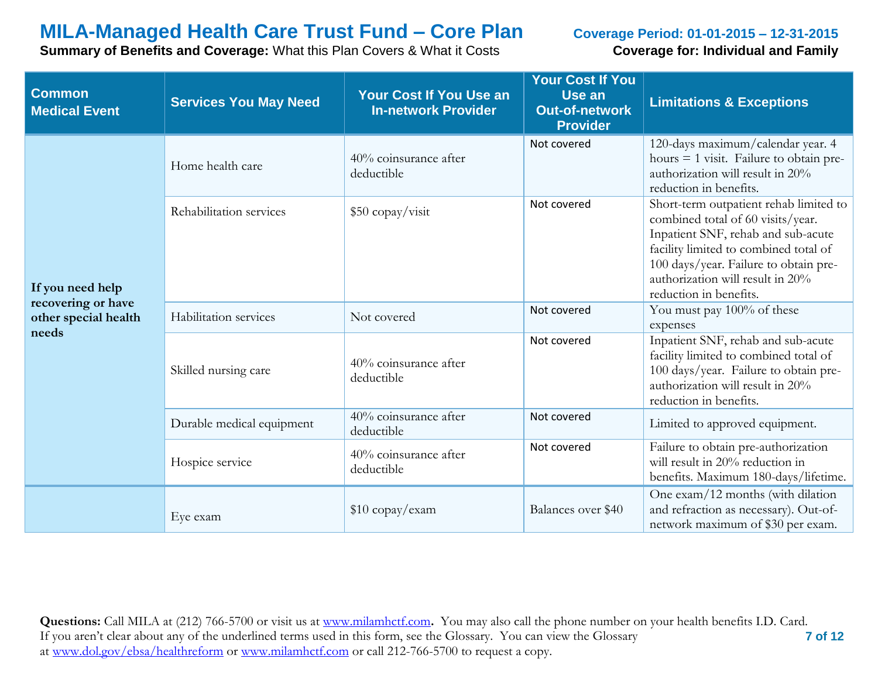# MILA-Managed Health Care Trust Fund – Core Plan

**Coverage Period: 01-01-2015 – 12-31-2015**

**Summary of Benefits and Coverage:** What this Plan Covers & What it Costs

**Coverage for: Individual and Family**

| Common Medical Event | Services You May Need | Your Cost If You Use an In-network Provider | Your Cost If You Use an Out-of-network Provider | Limitations & Exceptions |
|---|---|---|---|---|
| **If you need help recovering or have other special health needs** | Home health care | 40% coinsurance after deductible | Not covered | 120-days maximum/calendar year. 4 hours = 1 visit. Failure to obtain pre-authorization will result in 20% reduction in benefits. |
| | Rehabilitation services | $50 copay/visit | Not covered | Short-term outpatient rehab limited to combined total of 60 visits/year. Inpatient SNF, rehab and sub-acute facility limited to combined total of 100 days/year. Failure to obtain pre-authorization will result in 20% reduction in benefits. |
| | Habilitation services | Not covered | Not covered | You must pay 100% of these expenses |
| | Skilled nursing care | 40% coinsurance after deductible | Not covered | Inpatient SNF, rehab and sub-acute facility limited to combined total of 100 days/year. Failure to obtain pre-authorization will result in 20% reduction in benefits. |
| | Durable medical equipment | 40% coinsurance after deductible | Not covered | Limited to approved equipment. |
| | Hospice service | 40% coinsurance after deductible | Not covered | Failure to obtain pre-authorization will result in 20% reduction in benefits. Maximum 180-days/lifetime. |
| | Eye exam | $10 copay/exam | Balances over $40 | One exam/12 months (with dilation and refraction as necessary). Out-of-network maximum of $30 per exam. |

**Questions:** Call MILA at (212) 766-5700 or visit us at www.milamhctf.com. You may also call the phone number on your health benefits I.D. Card. If you aren't clear about any of the underlined terms used in this form, see the Glossary. You can view the Glossary at www.dol.gov/ebsa/healthreform or www.milamhctf.com or call 212-766-5700 to request a copy.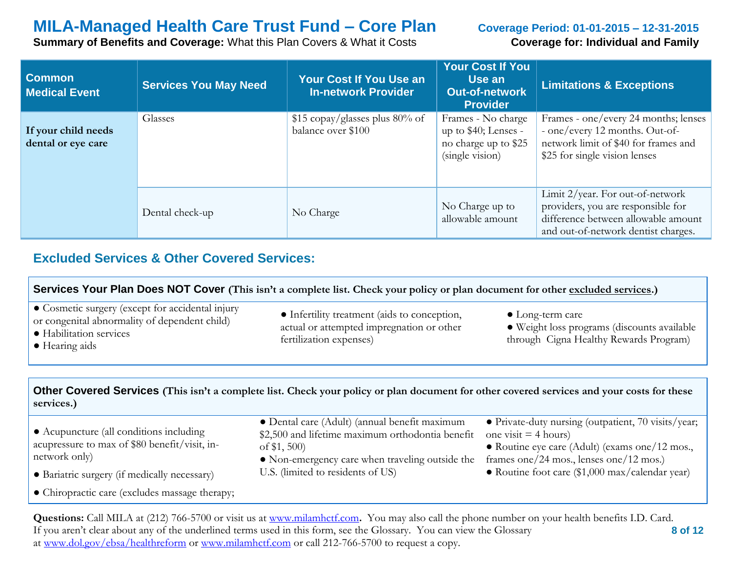# MILA-Managed Health Care Trust Fund – Core Plan

**Coverage Period: 01-01-2015 – 12-31-2015**

**Summary of Benefits and Coverage:** What this Plan Covers & What it Costs

**Coverage for: Individual and Family**

| Common Medical Event | Services You May Need | Your Cost If You Use an In-network Provider | Your Cost If You Use an Out-of-network Provider | Limitations & Exceptions |
|---|---|---|---|---|
| **If your child needs dental or eye care** | Glasses | $15 copay/glasses plus 80% of balance over $100 | Frames - No charge up to $40; Lenses - no charge up to $25 (single vision) | Frames - one/every 24 months; lenses - one/every 12 months. Out-of-network limit of $40 for frames and $25 for single vision lenses |
| | Dental check-up | No Charge | No Charge up to allowable amount | Limit 2/year. For out-of-network providers, you are responsible for difference between allowable amount and out-of-network dentist charges. |

## Excluded Services & Other Covered Services:

### Services Your Plan Does NOT Cover (This isn't a complete list. Check your policy or plan document for other excluded services.)

- Cosmetic surgery (except for accidental injury or congenital abnormality of dependent child)
- Habilitation services
- Hearing aids
- Infertility treatment (aids to conception, actual or attempted impregnation or other fertilization expenses)
- Long-term care
- Weight loss programs (discounts available through Cigna Healthy Rewards Program)

### Other Covered Services (This isn't a complete list. Check your policy or plan document for other covered services and your costs for these services.)

- Acupuncture (all conditions including acupressure to max of $80 benefit/visit, in-network only)
- Bariatric surgery (if medically necessary)
- Chiropractic care (excludes massage therapy;
- Dental care (Adult) (annual benefit maximum $2,500 and lifetime maximum orthodontia benefit of $1, 500)
- Non-emergency care when traveling outside the U.S. (limited to residents of US)
- Private-duty nursing (outpatient, 70 visits/year; one visit = 4 hours)
- Routine eye care (Adult) (exams one/12 mos., frames one/24 mos., lenses one/12 mos.)
- Routine foot care ($1,000 max/calendar year)

**Questions:** Call MILA at (212) 766-5700 or visit us at www.milamhctf.com. You may also call the phone number on your health benefits I.D. Card. If you aren't clear about any of the underlined terms used in this form, see the Glossary. You can view the Glossary at www.dol.gov/ebsa/healthreform or www.milamhctf.com or call 212-766-5700 to request a copy.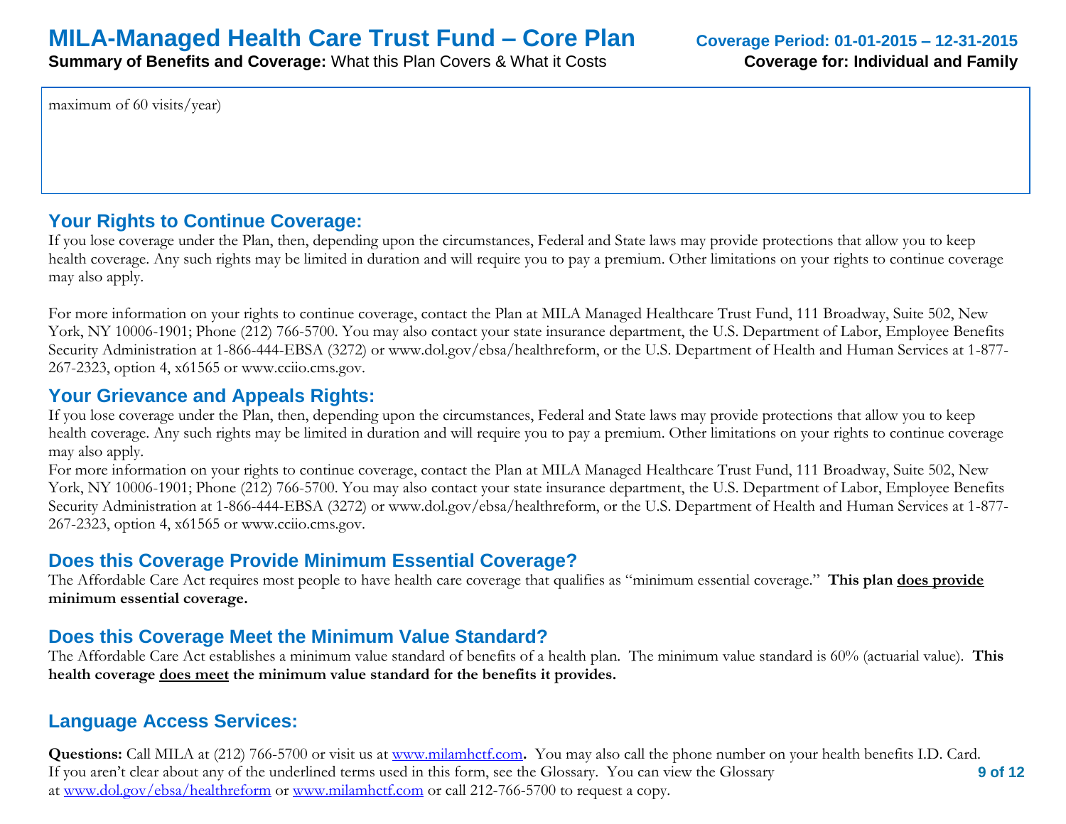maximum of 60 visits/year)

## Your Rights to Continue Coverage:

If you lose coverage under the Plan, then, depending upon the circumstances, Federal and State laws may provide protections that allow you to keep health coverage. Any such rights may be limited in duration and will require you to pay a premium. Other limitations on your rights to continue coverage may also apply.

For more information on your rights to continue coverage, contact the Plan at MILA Managed Healthcare Trust Fund, 111 Broadway, Suite 502, New York, NY 10006-1901; Phone (212) 766-5700. You may also contact your state insurance department, the U.S. Department of Labor, Employee Benefits Security Administration at 1-866-444-EBSA (3272) or www.dol.gov/ebsa/healthreform, or the U.S. Department of Health and Human Services at 1-877-267-2323, option 4, x61565 or www.cciio.cms.gov.

## Your Grievance and Appeals Rights:

If you lose coverage under the Plan, then, depending upon the circumstances, Federal and State laws may provide protections that allow you to keep health coverage. Any such rights may be limited in duration and will require you to pay a premium. Other limitations on your rights to continue coverage may also apply.

For more information on your rights to continue coverage, contact the Plan at MILA Managed Healthcare Trust Fund, 111 Broadway, Suite 502, New York, NY 10006-1901; Phone (212) 766-5700. You may also contact your state insurance department, the U.S. Department of Labor, Employee Benefits Security Administration at 1-866-444-EBSA (3272) or www.dol.gov/ebsa/healthreform, or the U.S. Department of Health and Human Services at 1-877-267-2323, option 4, x61565 or www.cciio.cms.gov.

## Does this Coverage Provide Minimum Essential Coverage?

The Affordable Care Act requires most people to have health care coverage that qualifies as "minimum essential coverage." **This plan does provide minimum essential coverage.**

## Does this Coverage Meet the Minimum Value Standard?

The Affordable Care Act establishes a minimum value standard of benefits of a health plan. The minimum value standard is 60% (actuarial value). **This health coverage does meet the minimum value standard for the benefits it provides.**

## Language Access Services:

**Questions:** Call MILA at (212) 766-5700 or visit us at www.milamhctf.com**.** You may also call the phone number on your health benefits I.D. Card. If you aren't clear about any of the underlined terms used in this form, see the Glossary. You can view the Glossary at www.dol.gov/ebsa/healthreform or www.milamhctf.com or call 212-766-5700 to request a copy.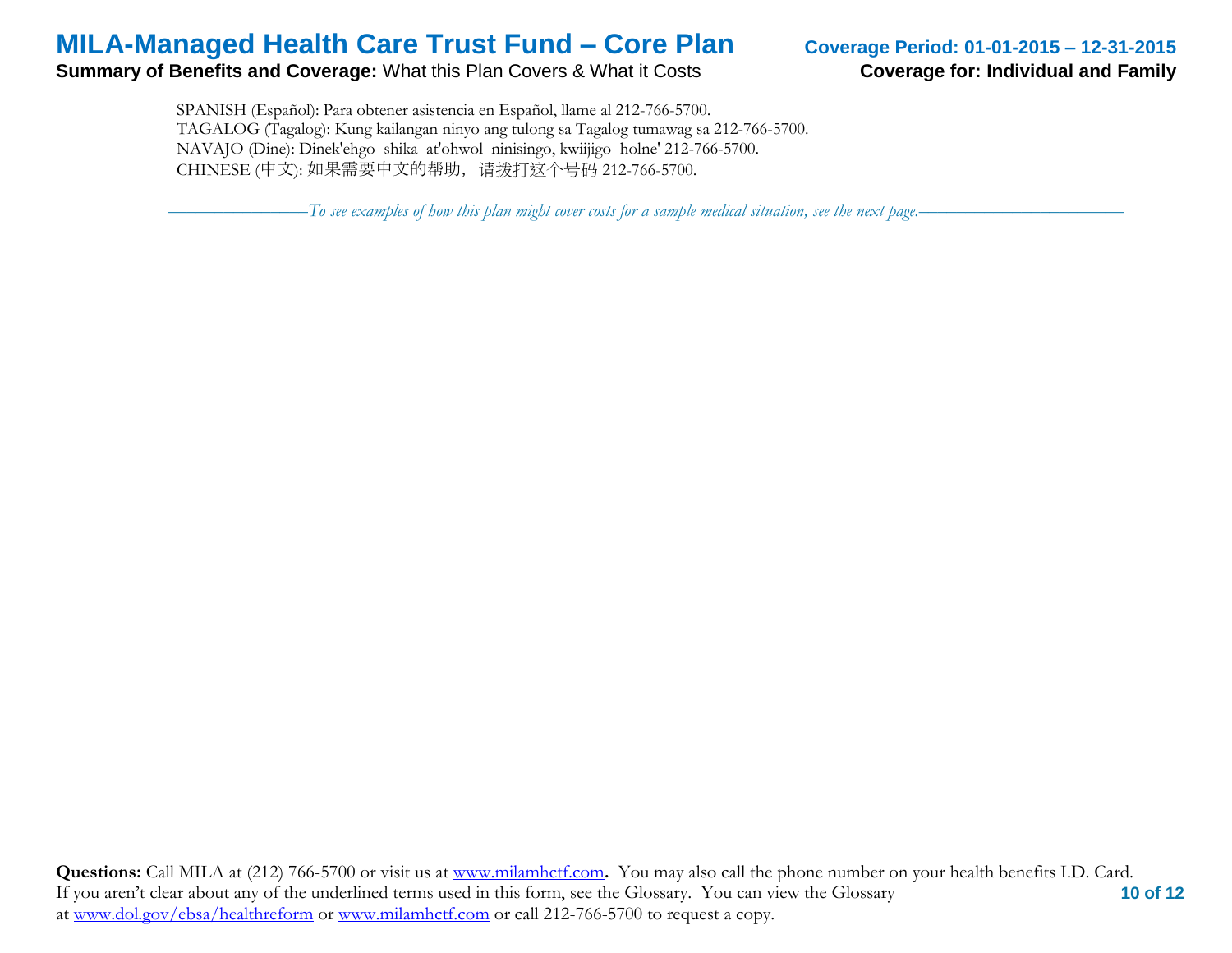SPANISH (Español): Para obtener asistencia en Español, llame al 212-766-5700.
TAGALOG (Tagalog): Kung kailangan ninyo ang tulong sa Tagalog tumawag sa 212-766-5700.
NAVAJO (Dine): Dinek'ehgo shika at'ohwol ninisingo, kwiijigo holne' 212-766-5700.
CHINESE (中文): 如果需要中文的帮助，请拨打这个号码 212-766-5700.

*——————To see examples of how this plan might cover costs for a sample medical situation, see the next page.——————*

**Questions:** Call MILA at (212) 766-5700 or visit us at www.milamhctf.com**.** You may also call the phone number on your health benefits I.D. Card. If you aren't clear about any of the underlined terms used in this form, see the Glossary. You can view the Glossary at www.dol.gov/ebsa/healthreform or www.milamhctf.com or call 212-766-5700 to request a copy.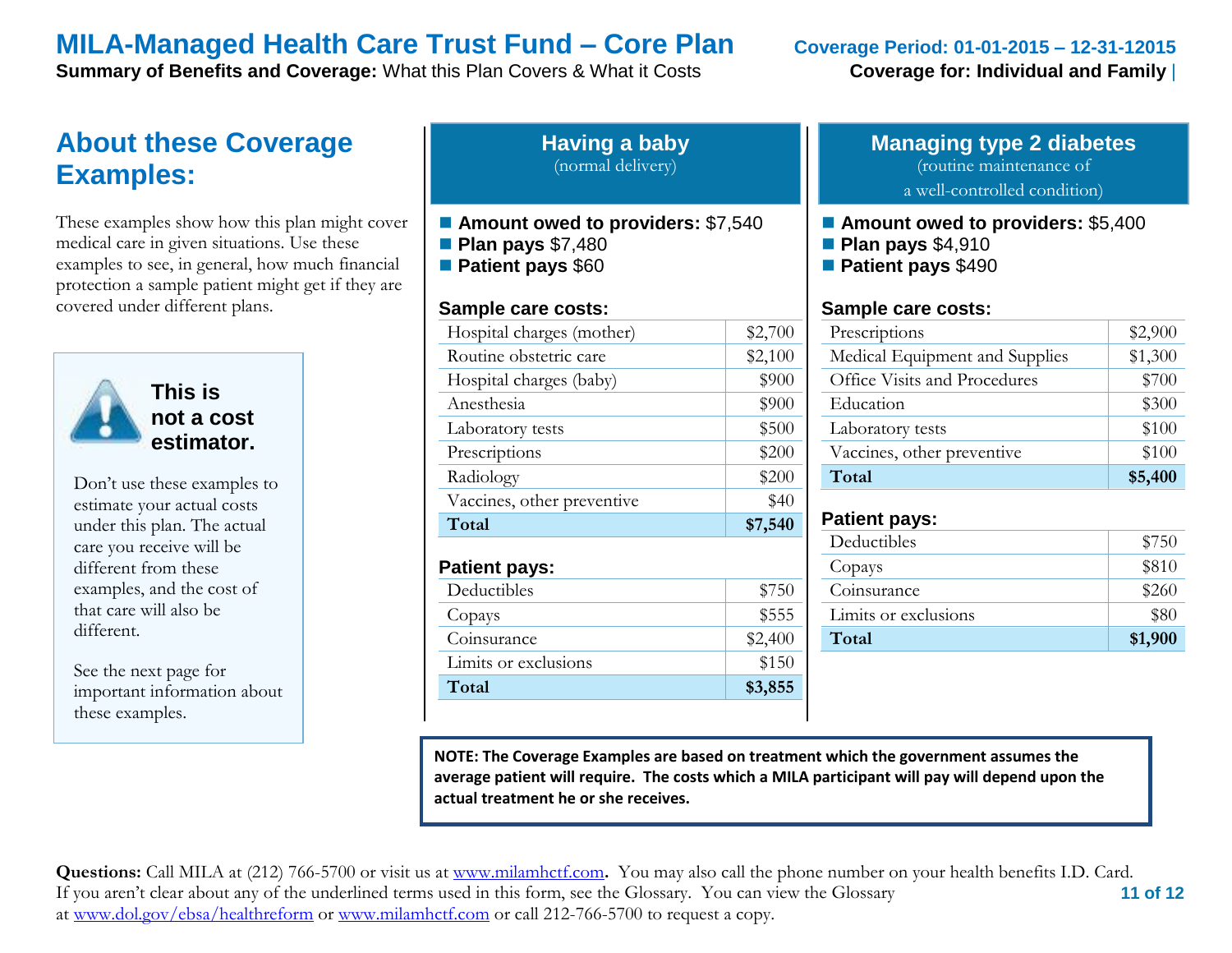# MILA-Managed Health Care Trust Fund – Core Plan

**Summary of Benefits and Coverage:** What this Plan Covers & What it Costs

**Coverage Period: 01-01-2015 – 12-31-12015**

**Coverage for: Individual and Family** |

## About these Coverage Examples:

These examples show how this plan might cover medical care in given situations. Use these examples to see, in general, how much financial protection a sample patient might get if they are covered under different plans.

**This is not a cost estimator.**

Don't use these examples to estimate your actual costs under this plan. The actual care you receive will be different from these examples, and the cost of that care will also be different.

See the next page for important information about these examples.

## Having a baby

(normal delivery)

- **Amount owed to providers:** $7,540
- **Plan pays** $7,480
- **Patient pays** $60

**Sample care costs:**

| | |
|---|---|
| Hospital charges (mother) | $2,700 |
| Routine obstetric care | $2,100 |
| Hospital charges (baby) | $900 |
| Anesthesia | $900 |
| Laboratory tests | $500 |
| Prescriptions | $200 |
| Radiology | $200 |
| Vaccines, other preventive | $40 |
| **Total** | **$7,540** |

**Patient pays:**

| | |
|---|---|
| Deductibles | $750 |
| Copays | $555 |
| Coinsurance | $2,400 |
| Limits or exclusions | $150 |
| **Total** | **$3,855** |

## Managing type 2 diabetes

(routine maintenance of a well-controlled condition)

- **Amount owed to providers:** $5,400
- **Plan pays** $4,910
- **Patient pays** $490

**Sample care costs:**

| | |
|---|---|
| Prescriptions | $2,900 |
| Medical Equipment and Supplies | $1,300 |
| Office Visits and Procedures | $700 |
| Education | $300 |
| Laboratory tests | $100 |
| Vaccines, other preventive | $100 |
| **Total** | **$5,400** |

**Patient pays:**

| | |
|---|---|
| Deductibles | $750 |
| Copays | $810 |
| Coinsurance | $260 |
| Limits or exclusions | $80 |
| **Total** | **$1,900** |

**NOTE: The Coverage Examples are based on treatment which the government assumes the average patient will require. The costs which a MILA participant will pay will depend upon the actual treatment he or she receives.**

**Questions:** Call MILA at (212) 766-5700 or visit us at www.milamhctf.com**.** You may also call the phone number on your health benefits I.D. Card. If you aren't clear about any of the underlined terms used in this form, see the Glossary. You can view the Glossary at www.dol.gov/ebsa/healthreform or www.milamhctf.com or call 212-766-5700 to request a copy.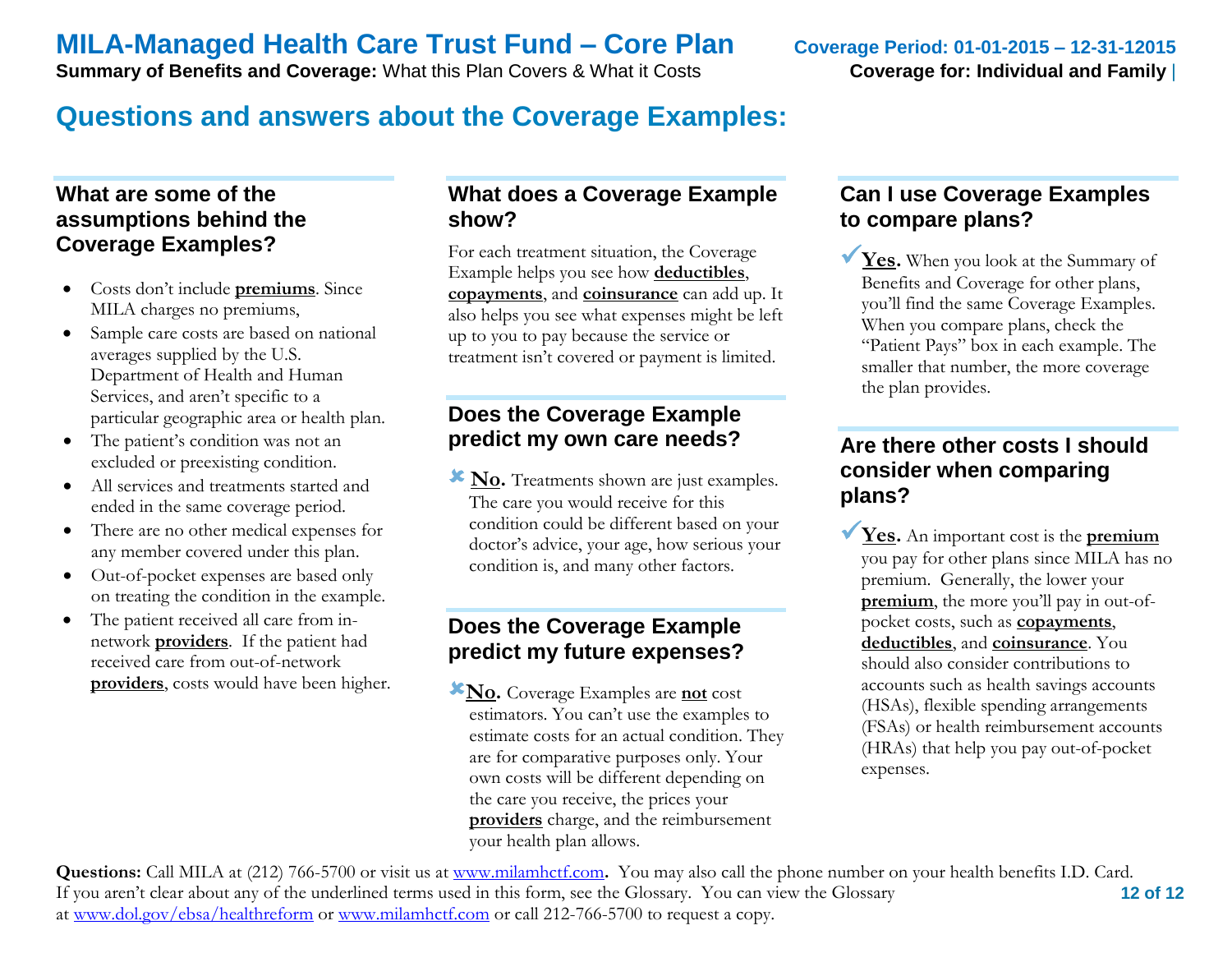# MILA-Managed Health Care Trust Fund – Core Plan

**Coverage Period: 01-01-2015 – 12-31-12015**

**Summary of Benefits and Coverage:** What this Plan Covers & What it Costs

**Coverage for: Individual and Family** |

## Questions and answers about the Coverage Examples:

### What are some of the assumptions behind the Coverage Examples?

- Costs don't include **premiums**. Since MILA charges no premiums,
- Sample care costs are based on national averages supplied by the U.S. Department of Health and Human Services, and aren't specific to a particular geographic area or health plan.
- The patient's condition was not an excluded or preexisting condition.
- All services and treatments started and ended in the same coverage period.
- There are no other medical expenses for any member covered under this plan.
- Out-of-pocket expenses are based only on treating the condition in the example.
- The patient received all care from in-network **providers**. If the patient had received care from out-of-network **providers**, costs would have been higher.

### What does a Coverage Example show?

For each treatment situation, the Coverage Example helps you see how **deductibles**, **copayments**, and **coinsurance** can add up. It also helps you see what expenses might be left up to you to pay because the service or treatment isn't covered or payment is limited.

### Does the Coverage Example predict my own care needs?

✘ **No.** Treatments shown are just examples. The care you would receive for this condition could be different based on your doctor's advice, your age, how serious your condition is, and many other factors.

### Does the Coverage Example predict my future expenses?

✘ **No.** Coverage Examples are **not** cost estimators. You can't use the examples to estimate costs for an actual condition. They are for comparative purposes only. Your own costs will be different depending on the care you receive, the prices your **providers** charge, and the reimbursement your health plan allows.

### Can I use Coverage Examples to compare plans?

✔ **Yes.** When you look at the Summary of Benefits and Coverage for other plans, you'll find the same Coverage Examples. When you compare plans, check the "Patient Pays" box in each example. The smaller that number, the more coverage the plan provides.

### Are there other costs I should consider when comparing plans?

✔ **Yes.** An important cost is the **premium** you pay for other plans since MILA has no premium. Generally, the lower your **premium**, the more you'll pay in out-of-pocket costs, such as **copayments**, **deductibles**, and **coinsurance**. You should also consider contributions to accounts such as health savings accounts (HSAs), flexible spending arrangements (FSAs) or health reimbursement accounts (HRAs) that help you pay out-of-pocket expenses.

**Questions:** Call MILA at (212) 766-5700 or visit us at www.milamhctf.com**.** You may also call the phone number on your health benefits I.D. Card. If you aren't clear about any of the underlined terms used in this form, see the Glossary. You can view the Glossary at www.dol.gov/ebsa/healthreform or www.milamhctf.com or call 212-766-5700 to request a copy.